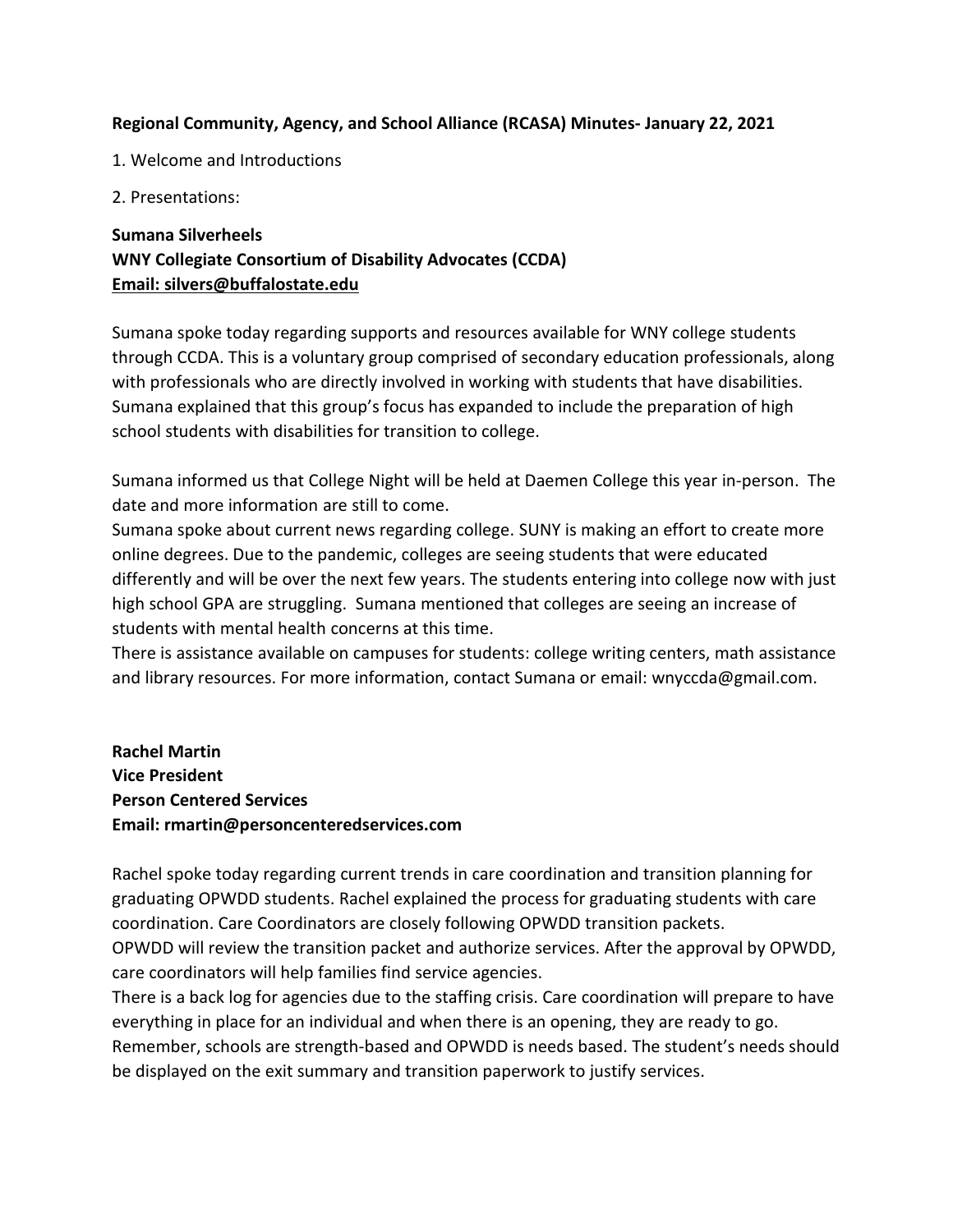**Regional Community, Agency, and School Alliance (RCASA) Minutes- January 22, 2021**

1. Welcome and Introductions

2. Presentations:

**Sumana Silverheels**
**WNY Collegiate Consortium of Disability Advocates (CCDA)**
**Email: silvers@buffalostate.edu**

Sumana spoke today regarding supports and resources available for WNY college students through CCDA. This is a voluntary group comprised of secondary education professionals, along with professionals who are directly involved in working with students that have disabilities. Sumana explained that this group's focus has expanded to include the preparation of high school students with disabilities for transition to college.

Sumana informed us that College Night will be held at Daemen College this year in-person. The date and more information are still to come.
Sumana spoke about current news regarding college. SUNY is making an effort to create more online degrees. Due to the pandemic, colleges are seeing students that were educated differently and will be over the next few years. The students entering into college now with just high school GPA are struggling. Sumana mentioned that colleges are seeing an increase of students with mental health concerns at this time.
There is assistance available on campuses for students: college writing centers, math assistance and library resources. For more information, contact Sumana or email: wnyccda@gmail.com.

**Rachel Martin**
**Vice President**
**Person Centered Services**
**Email: rmartin@personcenteredservices.com**

Rachel spoke today regarding current trends in care coordination and transition planning for graduating OPWDD students. Rachel explained the process for graduating students with care coordination. Care Coordinators are closely following OPWDD transition packets.
OPWDD will review the transition packet and authorize services. After the approval by OPWDD, care coordinators will help families find service agencies.
There is a back log for agencies due to the staffing crisis. Care coordination will prepare to have everything in place for an individual and when there is an opening, they are ready to go.
Remember, schools are strength-based and OPWDD is needs based. The student's needs should be displayed on the exit summary and transition paperwork to justify services.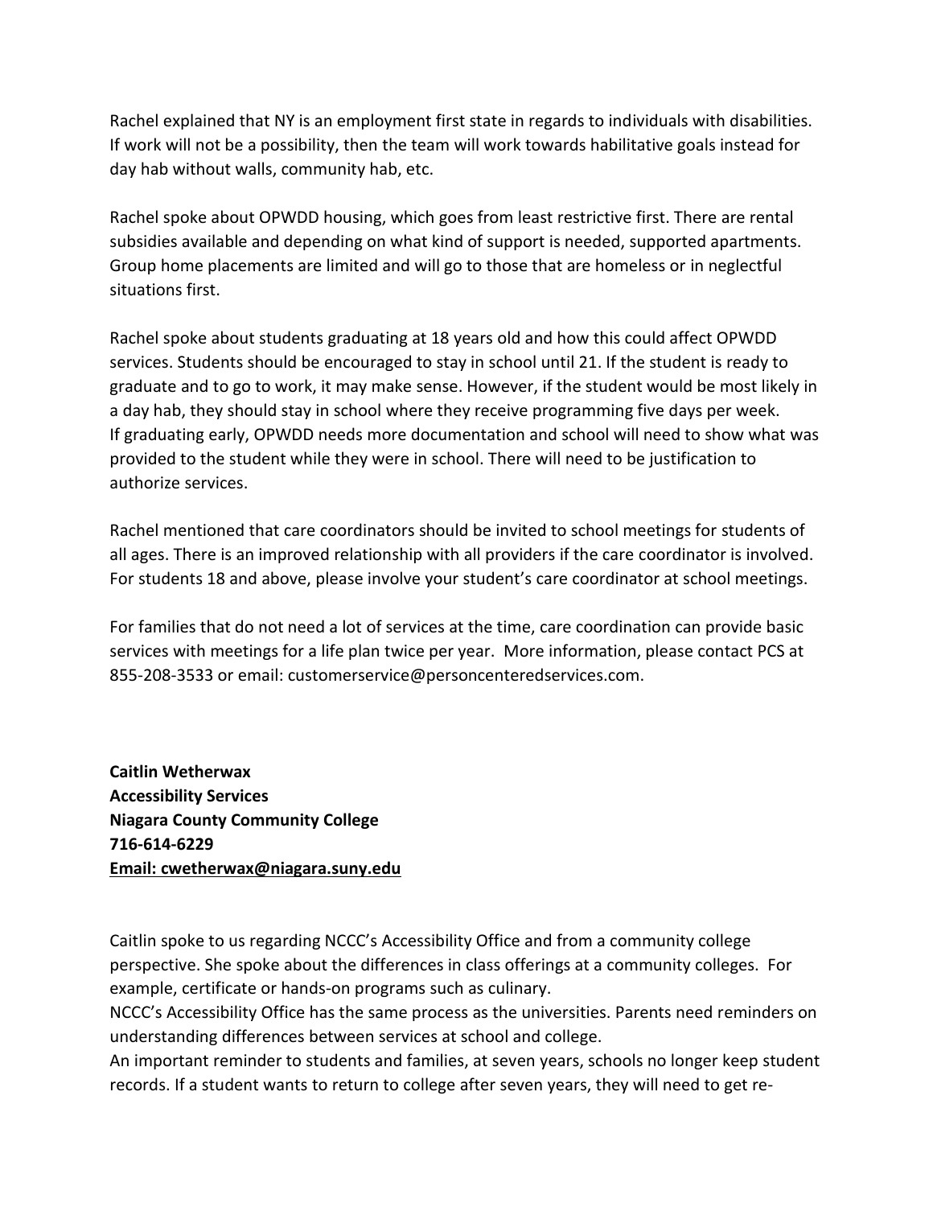Rachel explained that NY is an employment first state in regards to individuals with disabilities. If work will not be a possibility, then the team will work towards habilitative goals instead for day hab without walls, community hab, etc.

Rachel spoke about OPWDD housing, which goes from least restrictive first. There are rental subsidies available and depending on what kind of support is needed, supported apartments. Group home placements are limited and will go to those that are homeless or in neglectful situations first.

Rachel spoke about students graduating at 18 years old and how this could affect OPWDD services. Students should be encouraged to stay in school until 21. If the student is ready to graduate and to go to work, it may make sense. However, if the student would be most likely in a day hab, they should stay in school where they receive programming five days per week. If graduating early, OPWDD needs more documentation and school will need to show what was provided to the student while they were in school. There will need to be justification to authorize services.

Rachel mentioned that care coordinators should be invited to school meetings for students of all ages. There is an improved relationship with all providers if the care coordinator is involved. For students 18 and above, please involve your student's care coordinator at school meetings.

For families that do not need a lot of services at the time, care coordination can provide basic services with meetings for a life plan twice per year. More information, please contact PCS at 855-208-3533 or email: customerservice@personcenteredservices.com.

**Caitlin Wetherwax**
**Accessibility Services**
**Niagara County Community College**
**716-614-6229**
**Email: cwetherwax@niagara.suny.edu**

Caitlin spoke to us regarding NCCC's Accessibility Office and from a community college perspective. She spoke about the differences in class offerings at a community colleges. For example, certificate or hands-on programs such as culinary.

NCCC's Accessibility Office has the same process as the universities. Parents need reminders on understanding differences between services at school and college.

An important reminder to students and families, at seven years, schools no longer keep student records. If a student wants to return to college after seven years, they will need to get re-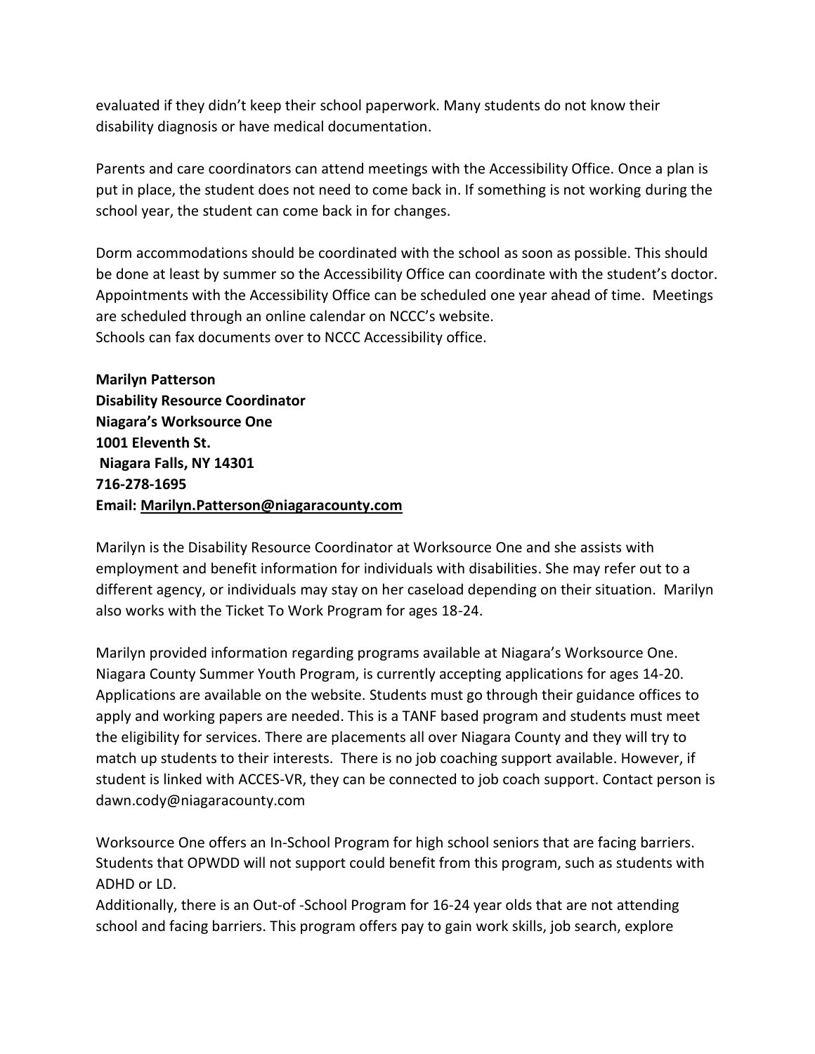evaluated if they didn't keep their school paperwork. Many students do not know their disability diagnosis or have medical documentation.

Parents and care coordinators can attend meetings with the Accessibility Office. Once a plan is put in place, the student does not need to come back in. If something is not working during the school year, the student can come back in for changes.

Dorm accommodations should be coordinated with the school as soon as possible. This should be done at least by summer so the Accessibility Office can coordinate with the student's doctor. Appointments with the Accessibility Office can be scheduled one year ahead of time. Meetings are scheduled through an online calendar on NCCC's website.
Schools can fax documents over to NCCC Accessibility office.

**Marilyn Patterson**
**Disability Resource Coordinator**
**Niagara's Worksource One**
**1001 Eleventh St.**
**Niagara Falls, NY 14301**
**716-278-1695**
**Email: Marilyn.Patterson@niagaracounty.com**

Marilyn is the Disability Resource Coordinator at Worksource One and she assists with employment and benefit information for individuals with disabilities. She may refer out to a different agency, or individuals may stay on her caseload depending on their situation. Marilyn also works with the Ticket To Work Program for ages 18-24.

Marilyn provided information regarding programs available at Niagara's Worksource One. Niagara County Summer Youth Program, is currently accepting applications for ages 14-20. Applications are available on the website. Students must go through their guidance offices to apply and working papers are needed. This is a TANF based program and students must meet the eligibility for services. There are placements all over Niagara County and they will try to match up students to their interests. There is no job coaching support available. However, if student is linked with ACCES-VR, they can be connected to job coach support. Contact person is dawn.cody@niagaracounty.com

Worksource One offers an In-School Program for high school seniors that are facing barriers. Students that OPWDD will not support could benefit from this program, such as students with ADHD or LD.
Additionally, there is an Out-of -School Program for 16-24 year olds that are not attending school and facing barriers. This program offers pay to gain work skills, job search, explore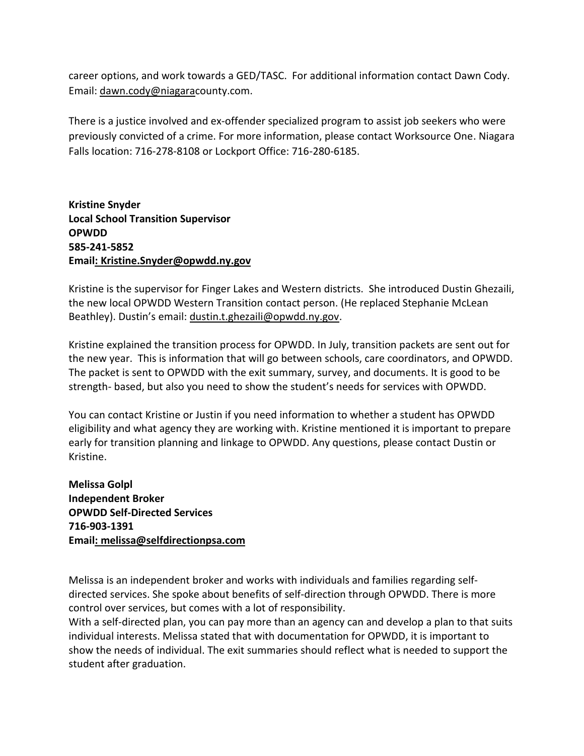career options, and work towards a GED/TASC. For additional information contact Dawn Cody. Email: dawn.cody@niagaracounty.com.

There is a justice involved and ex-offender specialized program to assist job seekers who were previously convicted of a crime. For more information, please contact Worksource One. Niagara Falls location: 716-278-8108 or Lockport Office: 716-280-6185.

**Kristine Snyder**
**Local School Transition Supervisor**
**OPWDD**
**585-241-5852**
**Email: Kristine.Snyder@opwdd.ny.gov**

Kristine is the supervisor for Finger Lakes and Western districts. She introduced Dustin Ghezaili, the new local OPWDD Western Transition contact person. (He replaced Stephanie McLean Beathley). Dustin's email: dustin.t.ghezaili@opwdd.ny.gov.

Kristine explained the transition process for OPWDD. In July, transition packets are sent out for the new year. This is information that will go between schools, care coordinators, and OPWDD. The packet is sent to OPWDD with the exit summary, survey, and documents. It is good to be strength- based, but also you need to show the student's needs for services with OPWDD.

You can contact Kristine or Justin if you need information to whether a student has OPWDD eligibility and what agency they are working with. Kristine mentioned it is important to prepare early for transition planning and linkage to OPWDD. Any questions, please contact Dustin or Kristine.

**Melissa Golpl**
**Independent Broker**
**OPWDD Self-Directed Services**
**716-903-1391**
**Email: melissa@selfdirectionpsa.com**

Melissa is an independent broker and works with individuals and families regarding self-directed services. She spoke about benefits of self-direction through OPWDD. There is more control over services, but comes with a lot of responsibility.
With a self-directed plan, you can pay more than an agency can and develop a plan to that suits individual interests. Melissa stated that with documentation for OPWDD, it is important to show the needs of individual. The exit summaries should reflect what is needed to support the student after graduation.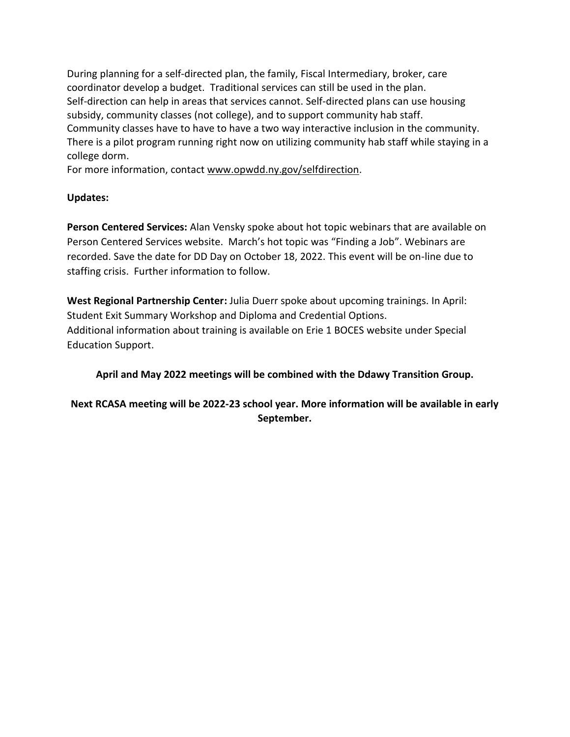During planning for a self-directed plan, the family, Fiscal Intermediary, broker, care coordinator develop a budget. Traditional services can still be used in the plan.
Self-direction can help in areas that services cannot. Self-directed plans can use housing subsidy, community classes (not college), and to support community hab staff.
Community classes have to have to have a two way interactive inclusion in the community.
There is a pilot program running right now on utilizing community hab staff while staying in a college dorm.
For more information, contact www.opwdd.ny.gov/selfdirection.

**Updates:**

**Person Centered Services:** Alan Vensky spoke about hot topic webinars that are available on Person Centered Services website. March's hot topic was "Finding a Job". Webinars are recorded. Save the date for DD Day on October 18, 2022. This event will be on-line due to staffing crisis. Further information to follow.

**West Regional Partnership Center:** Julia Duerr spoke about upcoming trainings. In April: Student Exit Summary Workshop and Diploma and Credential Options.
Additional information about training is available on Erie 1 BOCES website under Special Education Support.

**April and May 2022 meetings will be combined with the Ddawy Transition Group.**

**Next RCASA meeting will be 2022-23 school year. More information will be available in early September.**